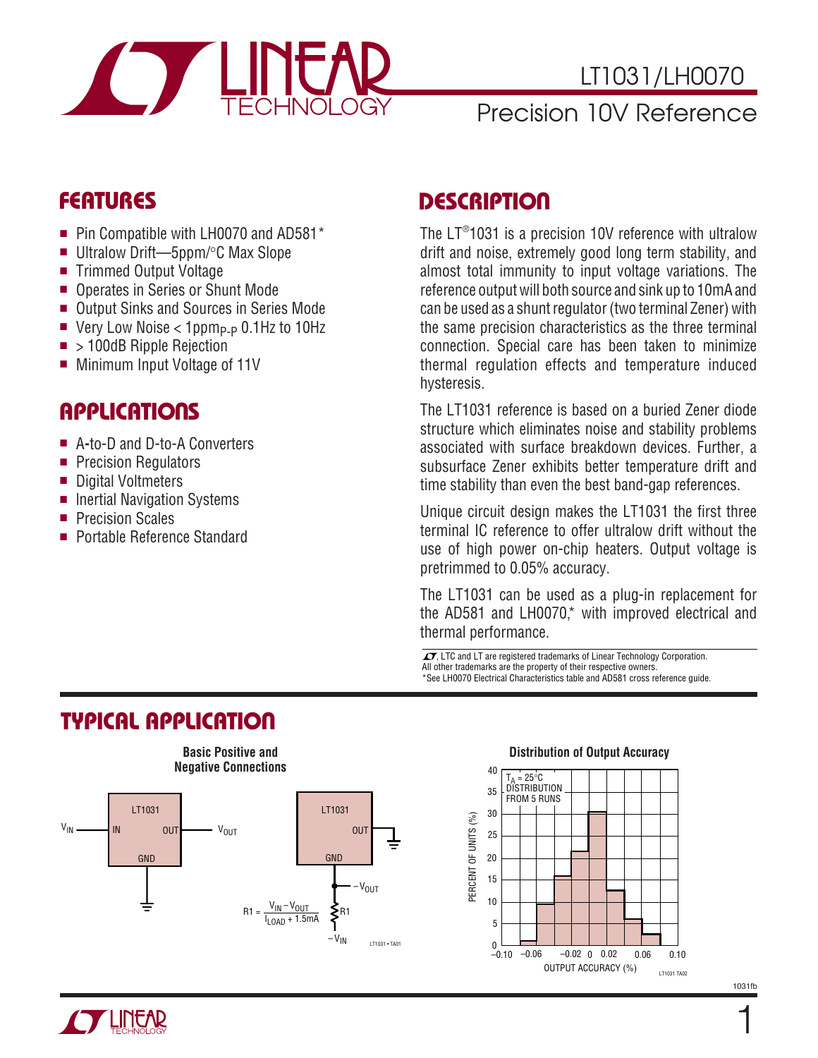# LT1031/LH0070

## Precision 10V Reference

## FEATURES

- Pin Compatible with LH0070 and AD581*
- Ultralow Drift—5ppm/°C Max Slope
- Trimmed Output Voltage
- Operates in Series or Shunt Mode
- Output Sinks and Sources in Series Mode
- Very Low Noise < $1ppm_{P-P}$ 0.1Hz to 10Hz
- > 100dB Ripple Rejection
- Minimum Input Voltage of 11V

## APPLICATIONS

- A-to-D and D-to-A Converters
- Precision Regulators
- Digital Voltmeters
- Inertial Navigation Systems
- Precision Scales
- Portable Reference Standard

## DESCRIPTION

The LT®1031 is a precision 10V reference with ultralow drift and noise, extremely good long term stability, and almost total immunity to input voltage variations. The reference output will both source and sink up to 10mA and can be used as a shunt regulator (two terminal Zener) with the same precision characteristics as the three terminal connection. Special care has been taken to minimize thermal regulation effects and temperature induced hysteresis.

The LT1031 reference is based on a buried Zener diode structure which eliminates noise and stability problems associated with surface breakdown devices. Further, a subsurface Zener exhibits better temperature drift and time stability than even the best band-gap references.

Unique circuit design makes the LT1031 the first three terminal IC reference to offer ultralow drift without the use of high power on-chip heaters. Output voltage is pretrimmed to 0.05% accuracy.

The LT1031 can be used as a plug-in replacement for the AD581 and LH0070,* with improved electrical and thermal performance.

LTC and LT are registered trademarks of Linear Technology Corporation.
All other trademarks are the property of their respective owners.
*See LH0070 Electrical Characteristics table and AD581 cross reference guide.

## TYPICAL APPLICATION

**Basic Positive and Negative Connections**

$$R1 = \frac{V_{IN} - V_{OUT}}{I_{LOAD} + 1.5mA}$$

**Distribution of Output Accuracy**

$T_A = 25°C$, DISTRIBUTION FROM 5 RUNS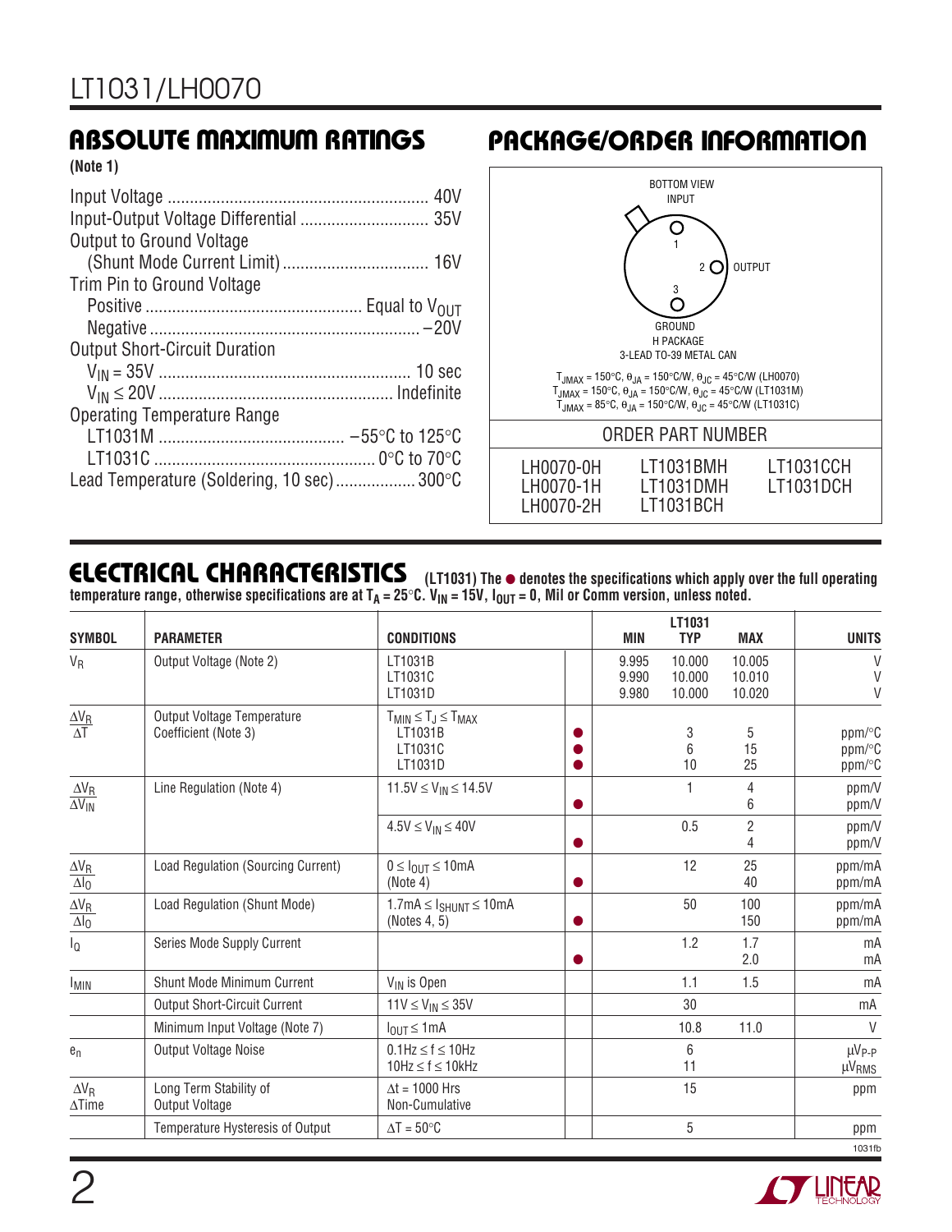## ABSOLUTE MAXIMUM RATINGS

**(Note 1)**

Input Voltage .......................................................... 40V
Input-Output Voltage Differential ............................ 35V
Output to Ground Voltage
  (Shunt Mode Current Limit) ................................ 16V
Trim Pin to Ground Voltage
  Positive ................................................ Equal to $V_{OUT}$
  Negative ............................................................ –20V
Output Short-Circuit Duration
  $V_{IN}$ = 35V ........................................................ 10 sec
  $V_{IN} \leq$ 20V .................................................... Indefinite
Operating Temperature Range
  LT1031M ......................................... –55°C to 125°C
  LT1031C ................................................. 0°C to 70°C
Lead Temperature (Soldering, 10 sec) ................. 300°C

## PACKAGE/ORDER INFORMATION

BOTTOM VIEW
INPUT 1, OUTPUT 2, GROUND 3
H PACKAGE
3-LEAD TO-39 METAL CAN

$T_{JMAX}$ = 150°C, $\theta_{JA}$ = 150°C/W, $\theta_{JC}$ = 45°C/W (LH0070)
$T_{JMAX}$ = 150°C, $\theta_{JA}$ = 150°C/W, $\theta_{JC}$ = 45°C/W (LT1031M)
$T_{JMAX}$ = 85°C, $\theta_{JA}$ = 150°C/W, $\theta_{JC}$ = 45°C/W (LT1031C)

| ORDER PART NUMBER | | |
|---|---|---|
| LH0070-0H | LT1031BMH | LT1031CCH |
| LH0070-1H | LT1031DMH | LT1031DCH |
| LH0070-2H | LT1031BCH | |

## ELECTRICAL CHARACTERISTICS

**(LT1031) The ● denotes the specifications which apply over the full operating temperature range, otherwise specifications are at $T_A$ = 25°C. $V_{IN}$ = 15V, $I_{OUT}$ = 0, Mil or Comm version, unless noted.**

| SYMBOL | PARAMETER | CONDITIONS | | LT1031 MIN | LT1031 TYP | LT1031 MAX | UNITS |
|---|---|---|---|---|---|---|---|
| $V_R$ | Output Voltage (Note 2) | LT1031B<br>LT1031C<br>LT1031D | | 9.995<br>9.990<br>9.980 | 10.000<br>10.000<br>10.000 | 10.005<br>10.010<br>10.020 | V<br>V<br>V |
| $\frac{\Delta V_R}{\Delta T}$ | Output Voltage Temperature Coefficient (Note 3) | $T_{MIN} \leq T_J \leq T_{MAX}$<br>LT1031B<br>LT1031C<br>LT1031D | ●<br>●<br>● | | 3<br>6<br>10 | 5<br>15<br>25 | ppm/°C<br>ppm/°C<br>ppm/°C |
| $\frac{\Delta V_R}{\Delta V_{IN}}$ | Line Regulation (Note 4) | $11.5V \leq V_{IN} \leq 14.5V$ | <br>● | | 1 | 4<br>6 | ppm/V<br>ppm/V |
| | | $4.5V \leq V_{IN} \leq 40V$ | <br>● | | 0.5 | 2<br>4 | ppm/V<br>ppm/V |
| $\frac{\Delta V_R}{\Delta I_O}$ | Load Regulation (Sourcing Current) | $0 \leq I_{OUT} \leq 10mA$<br>(Note 4) | <br>● | | 12 | 25<br>40 | ppm/mA<br>ppm/mA |
| $\frac{\Delta V_R}{\Delta I_O}$ | Load Regulation (Shunt Mode) | $1.7mA \leq I_{SHUNT} \leq 10mA$<br>(Notes 4, 5) | <br>● | | 50 | 100<br>150 | ppm/mA<br>ppm/mA |
| $I_Q$ | Series Mode Supply Current | | <br>● | | 1.2 | 1.7<br>2.0 | mA<br>mA |
| $I_{MIN}$ | Shunt Mode Minimum Current | $V_{IN}$ is Open | | | 1.1 | 1.5 | mA |
| | Output Short-Circuit Current | $11V \leq V_{IN} \leq 35V$ | | | 30 | | mA |
| | Minimum Input Voltage (Note 7) | $I_{OUT} \leq 1mA$ | | | 10.8 | 11.0 | V |
| $e_n$ | Output Voltage Noise | $0.1Hz \leq f \leq 10Hz$<br>$10Hz \leq f \leq 10kHz$ | | | 6<br>11 | | $\mu V_{P-P}$<br>$\mu V_{RMS}$ |
| $\frac{\Delta V_R}{\Delta Time}$ | Long Term Stability of Output Voltage | $\Delta t$ = 1000 Hrs Non-Cumulative | | | 15 | | ppm |
| | Temperature Hysteresis of Output | $\Delta T$ = 50°C | | | 5 | | ppm |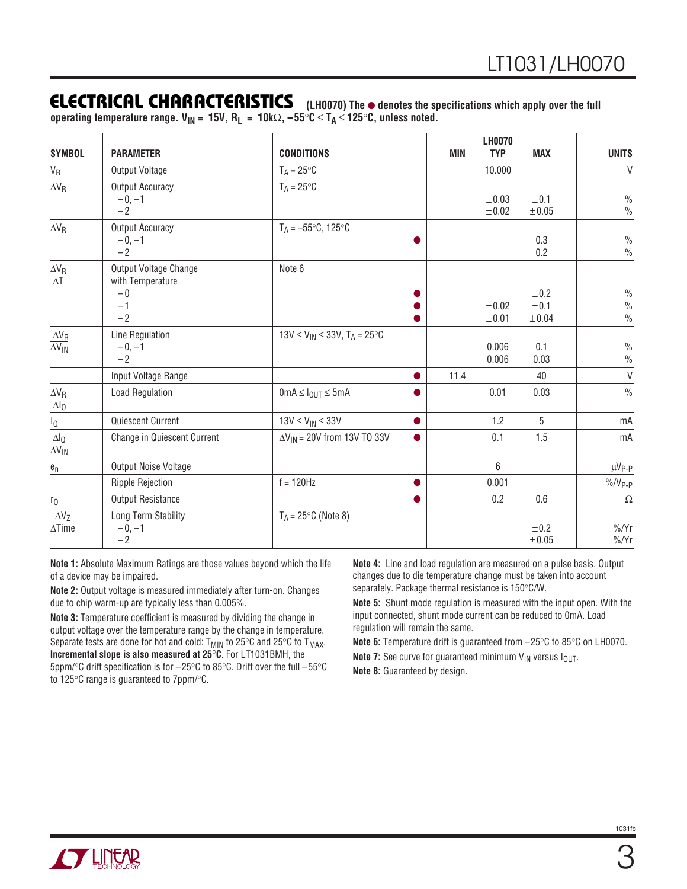## ELECTRICAL CHARACTERISTICS

**(LH0070) The ● denotes the specifications which apply over the full operating temperature range. $V_{IN}$ = 15V, $R_L$ = 10kΩ, –55°C ≤ $T_A$ ≤ 125°C, unless noted.**

| SYMBOL | PARAMETER | CONDITIONS | | LH0070 MIN | TYP | MAX | UNITS |
|---|---|---|---|---|---|---|---|
| $V_R$ | Output Voltage | $T_A$ = 25°C | | | 10.000 | | V |
| $\Delta V_R$ | Output Accuracy<br>–0, –1<br>–2 | $T_A$ = 25°C | | | <br>±0.03<br>±0.02 | <br>±0.1<br>±0.05 | <br>%<br>% |
| $\Delta V_R$ | Output Accuracy<br>–0, –1<br>–2 | $T_A$ = –55°C, 125°C | ● | | | <br>0.3<br>0.2 | <br>%<br>% |
| $\frac{\Delta V_R}{\Delta T}$ | Output Voltage Change with Temperature<br>–0<br>–1<br>–2 | Note 6 | <br>●<br>●<br>● | | <br><br>±0.02<br>±0.01 | <br>±0.2<br>±0.1<br>±0.04 | <br>%<br>%<br>% |
| $\frac{\Delta V_R}{\Delta V_{IN}}$ | Line Regulation<br>–0, –1<br>–2 | 13V ≤ $V_{IN}$ ≤ 33V, $T_A$ = 25°C | | | <br>0.006<br>0.006 | <br>0.1<br>0.03 | <br>%<br>% |
| | Input Voltage Range | | ● | 11.4 | | 40 | V |
| $\frac{\Delta V_R}{\Delta I_O}$ | Load Regulation | 0mA ≤ $I_{OUT}$ ≤ 5mA | ● | | 0.01 | 0.03 | % |
| $I_Q$ | Quiescent Current | 13V ≤ $V_{IN}$ ≤ 33V | ● | | 1.2 | 5 | mA |
| $\frac{\Delta I_Q}{\Delta V_{IN}}$ | Change in Quiescent Current | $\Delta V_{IN}$ = 20V from 13V TO 33V | ● | | 0.1 | 1.5 | mA |
| $e_n$ | Output Noise Voltage | | | | 6 | | $\mu V_{P-P}$ |
| | Ripple Rejection | f = 120Hz | ● | | 0.001 | | $\%/V_{P-P}$ |
| $r_O$ | Output Resistance | | ● | | 0.2 | 0.6 | Ω |
| $\frac{\Delta V_Z}{\Delta Time}$ | Long Term Stability<br>–0, –1<br>–2 | $T_A$ = 25°C (Note 8) | | | | <br>±0.2<br>±0.05 | <br>%/Yr<br>%/Yr |

**Note 1:** Absolute Maximum Ratings are those values beyond which the life of a device may be impaired.

**Note 2:** Output voltage is measured immediately after turn-on. Changes due to chip warm-up are typically less than 0.005%.

**Note 3:** Temperature coefficient is measured by dividing the change in output voltage over the temperature range by the change in temperature. Separate tests are done for hot and cold: $T_{MIN}$ to 25°C and 25°C to $T_{MAX}$. **Incremental slope is also measured at 25°C**. For LT1031BMH, the 5ppm/°C drift specification is for –25°C to 85°C. Drift over the full –55°C to 125°C range is guaranteed to 7ppm/°C.

**Note 4:** Line and load regulation are measured on a pulse basis. Output changes due to die temperature change must be taken into account separately. Package thermal resistance is 150°C/W.

**Note 5:** Shunt mode regulation is measured with the input open. With the input connected, shunt mode current can be reduced to 0mA. Load regulation will remain the same.

**Note 6:** Temperature drift is guaranteed from –25°C to 85°C on LH0070.

**Note 7:** See curve for guaranteed minimum $V_{IN}$ versus $I_{OUT}$.

**Note 8:** Guaranteed by design.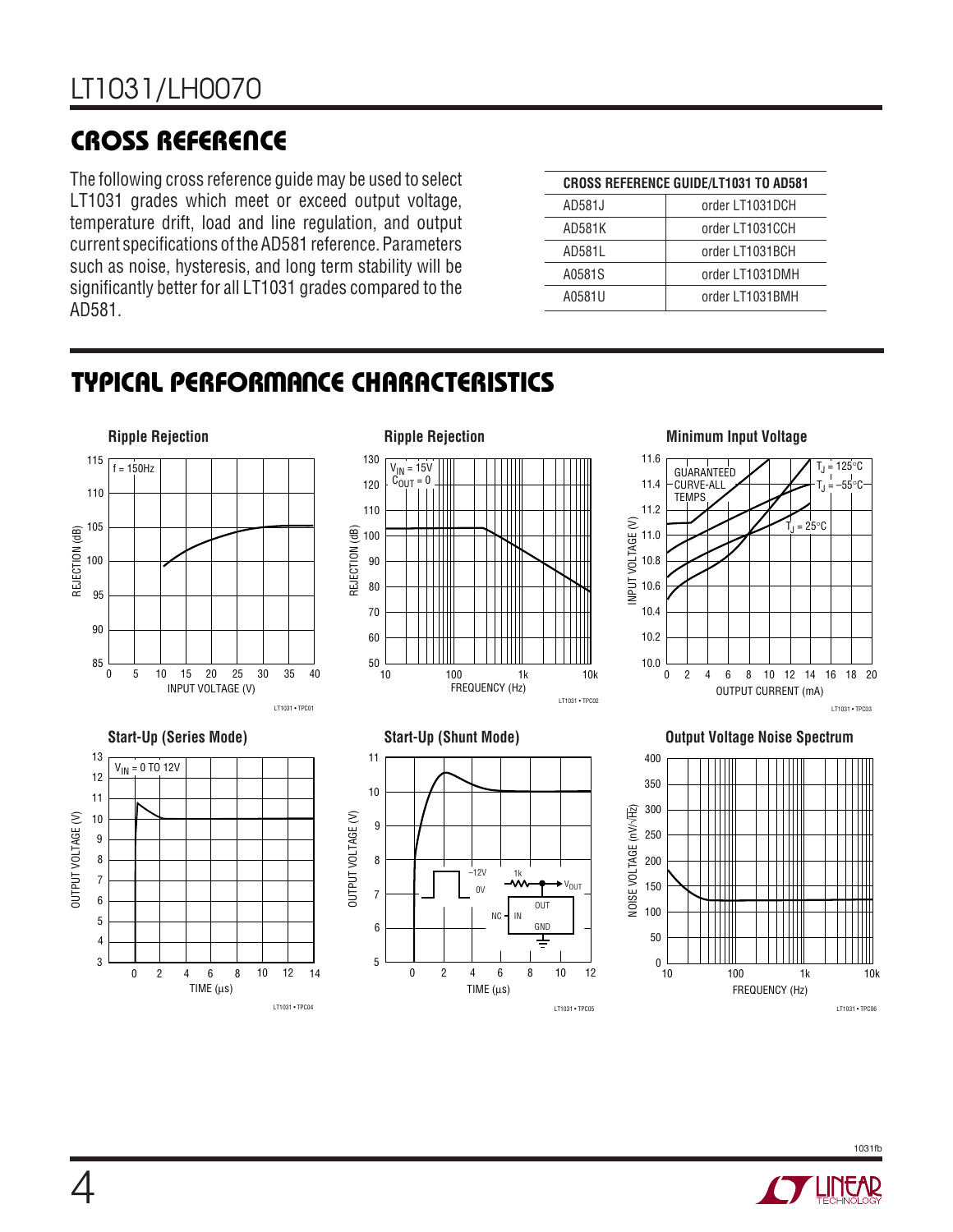## CROSS REFERENCE

The following cross reference guide may be used to select LT1031 grades which meet or exceed output voltage, temperature drift, load and line regulation, and output current specifications of the AD581 reference. Parameters such as noise, hysteresis, and long term stability will be significantly better for all LT1031 grades compared to the AD581.

| CROSS REFERENCE GUIDE/LT1031 TO AD581 | |
|---|---|
| AD581J | order LT1031DCH |
| AD581K | order LT1031CCH |
| AD581L | order LT1031BCH |
| A0581S | order LT1031DMH |
| A0581U | order LT1031BMH |

## TYPICAL PERFORMANCE CHARACTERISTICS

**Ripple Rejection**

f = 150Hz; REJECTION (dB) vs INPUT VOLTAGE (V)

LT1031 • TPC01

**Ripple Rejection**

$V_{IN}$ = 15V, $C_{OUT}$ = 0; REJECTION (dB) vs FREQUENCY (Hz)

LT1031 • TPC02

**Minimum Input Voltage**

GUARANTEED CURVE-ALL TEMPS; $T_J$ = 125°C, $T_J$ = –55°C, $T_J$ = 25°C; INPUT VOLTAGE (V) vs OUTPUT CURRENT (mA)

LT1031 • TPC03

**Start-Up (Series Mode)**

$V_{IN}$ = 0 TO 12V; OUTPUT VOLTAGE (V) vs TIME (µs)

LT1031 • TPC04

**Start-Up (Shunt Mode)**

OUTPUT VOLTAGE (V) vs TIME (µs); –12V, 0V, 1k, $V_{OUT}$, NC, IN, OUT, GND

LT1031 • TPC05

**Output Voltage Noise Spectrum**

NOISE VOLTAGE (nV/√Hz) vs FREQUENCY (Hz)

LT1031 • TPC06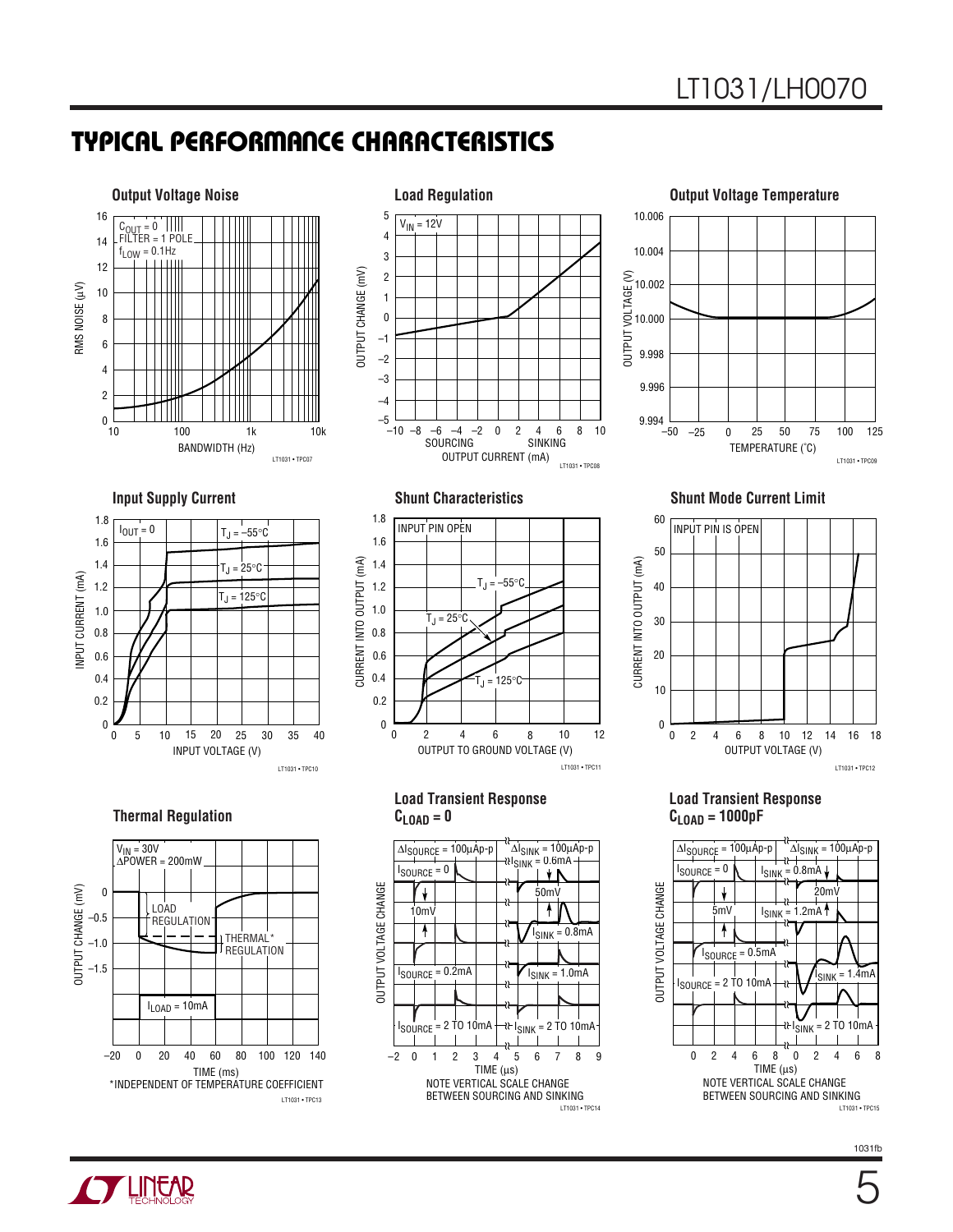## TYPICAL PERFORMANCE CHARACTERISTICS

**Output Voltage Noise**

$C_{OUT} = 0$
FILTER = 1 POLE
$f_{LOW} = 0.1Hz$

RMS NOISE (µV) vs BANDWIDTH (Hz)

LT1031 • TPC07

**Load Regulation**

$V_{IN} = 12V$

OUTPUT CHANGE (mV) vs OUTPUT CURRENT (mA) — SOURCING / SINKING

LT1031 • TPC08

**Output Voltage Temperature**

OUTPUT VOLTAGE (V) vs TEMPERATURE (°C)

LT1031 • TPC09

**Input Supply Current**

$I_{OUT} = 0$
$T_J = –55°C$
$T_J = 25°C$
$T_J = 125°C$

INPUT CURRENT (mA) vs INPUT VOLTAGE (V)

LT1031 • TPC10

**Shunt Characteristics**

INPUT PIN OPEN
$T_J = –55°C$
$T_J = 25°C$
$T_J = 125°C$

CURRENT INTO OUTPUT (mA) vs OUTPUT TO GROUND VOLTAGE (V)

LT1031 • TPC11

**Shunt Mode Current Limit**

INPUT PIN IS OPEN

CURRENT INTO OUTPUT (mA) vs OUTPUT VOLTAGE (V)

LT1031 • TPC12

**Thermal Regulation**

$V_{IN} = 30V$
ΔPOWER = 200mW
LOAD REGULATION
THERMAL* REGULATION
$I_{LOAD} = 10mA$

OUTPUT CHANGE (mV) vs TIME (ms)

*INDEPENDENT OF TEMPERATURE COEFFICIENT

LT1031 • TPC13

**Load Transient Response $C_{LOAD} = 0$**

$\Delta I_{SOURCE} = 100µAp-p$
$\Delta I_{SINK} = 100µAp-p$
$I_{SOURCE} = 0$
$I_{SINK} = 0.6mA$
10mV
50mV
$I_{SINK} = 0.8mA$
$I_{SOURCE} = 0.2mA$
$I_{SINK} = 1.0mA$
$I_{SOURCE} = 2$ TO 10mA
$I_{SINK} = 2$ TO 10mA

OUTPUT VOLTAGE CHANGE vs TIME (µs)

NOTE VERTICAL SCALE CHANGE BETWEEN SOURCING AND SINKING

LT1031 • TPC14

**Load Transient Response $C_{LOAD} = 1000pF$**

$\Delta I_{SOURCE} = 100µAp-p$
$\Delta I_{SINK} = 100µAp-p$
$I_{SOURCE} = 0$
$I_{SINK} = 0.8mA$
5mV
20mV
$I_{SINK} = 1.2mA$
$I_{SOURCE} = 0.5mA$
$I_{SINK} = 1.4mA$
$I_{SOURCE} = 2$ TO 10mA
$I_{SINK} = 2$ TO 10mA

OUTPUT VOLTAGE CHANGE vs TIME (µs)

NOTE VERTICAL SCALE CHANGE BETWEEN SOURCING AND SINKING

LT1031 • TPC15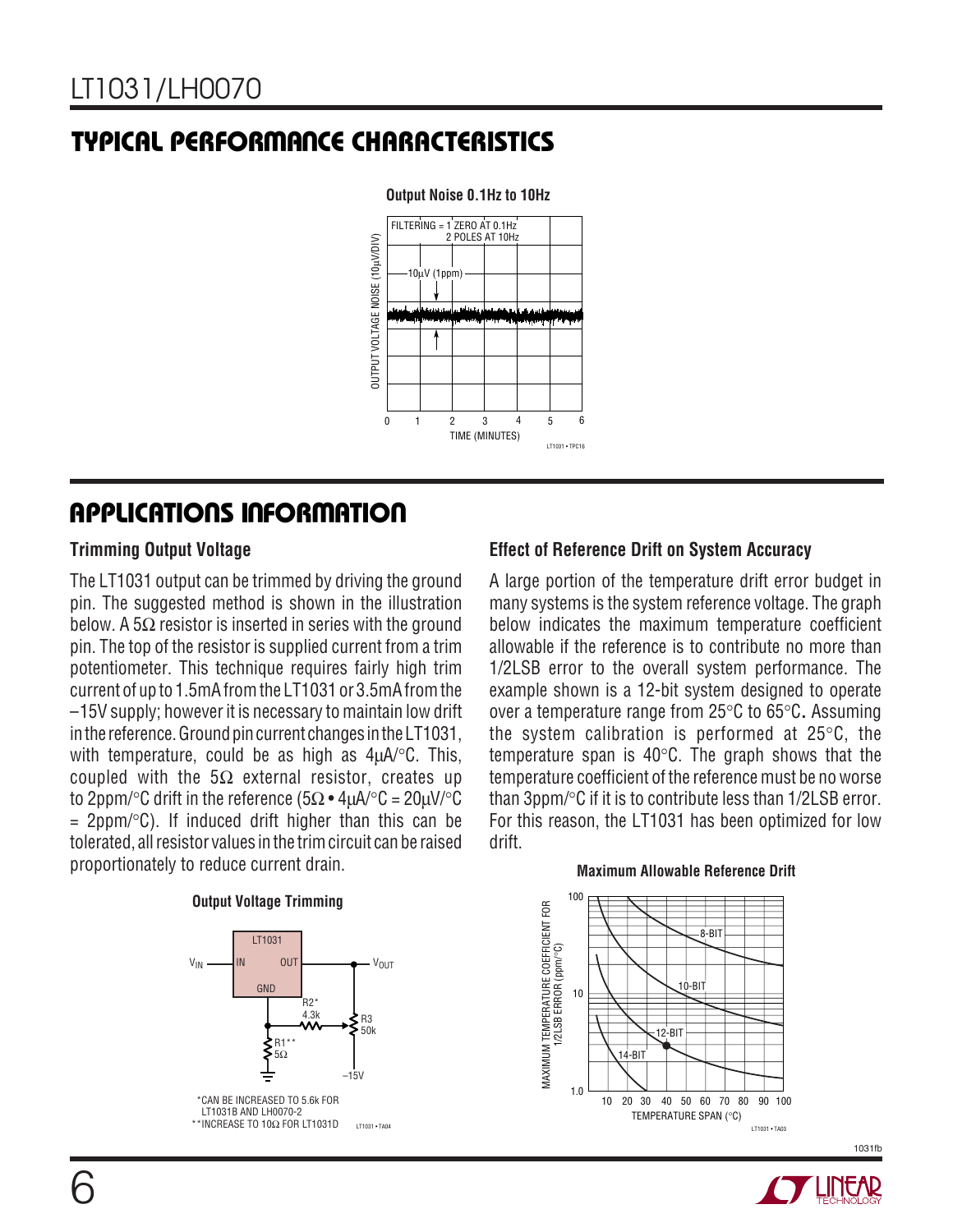## TYPICAL PERFORMANCE CHARACTERISTICS

**Output Noise 0.1Hz to 10Hz**

## APPLICATIONS INFORMATION

### Trimming Output Voltage

The LT1031 output can be trimmed by driving the ground pin. The suggested method is shown in the illustration below. A 5Ω resistor is inserted in series with the ground pin. The top of the resistor is supplied current from a trim potentiometer. This technique requires fairly high trim current of up to 1.5mA from the LT1031 or 3.5mA from the –15V supply; however it is necessary to maintain low drift in the reference. Ground pin current changes in the LT1031, with temperature, could be as high as 4μA/°C. This, coupled with the 5Ω external resistor, creates up to 2ppm/°C drift in the reference (5Ω • 4μA/°C = 20μV/°C = 2ppm/°C). If induced drift higher than this can be tolerated, all resistor values in the trim circuit can be raised proportionately to reduce current drain.

**Output Voltage Trimming**

*CAN BE INCREASED TO 5.6k FOR LT1031B AND LH0070-2
**INCREASE TO 10Ω FOR LT1031D

### Effect of Reference Drift on System Accuracy

A large portion of the temperature drift error budget in many systems is the system reference voltage. The graph below indicates the maximum temperature coefficient allowable if the reference is to contribute no more than 1/2LSB error to the overall system performance. The example shown is a 12-bit system designed to operate over a temperature range from 25°C to 65°C. Assuming the system calibration is performed at 25°C, the temperature span is 40°C. The graph shows that the temperature coefficient of the reference must be no worse than 3ppm/°C if it is to contribute less than 1/2LSB error. For this reason, the LT1031 has been optimized for low drift.

**Maximum Allowable Reference Drift**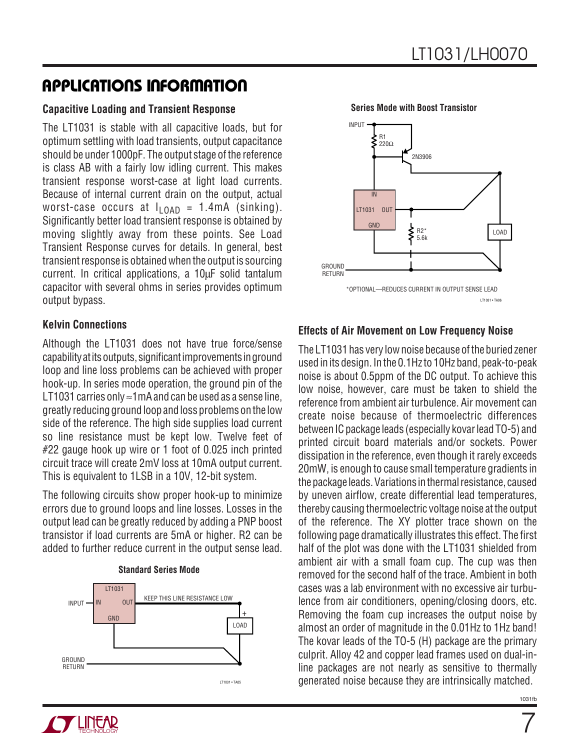## APPLICATIONS INFORMATION

### Capacitive Loading and Transient Response

The LT1031 is stable with all capacitive loads, but for optimum settling with load transients, output capacitance should be under 1000pF. The output stage of the reference is class AB with a fairly low idling current. This makes transient response worst-case at light load currents. Because of internal current drain on the output, actual worst-case occurs at $I_{LOAD}$ = 1.4mA (sinking). Significantly better load transient response is obtained by moving slightly away from these points. See Load Transient Response curves for details. In general, best transient response is obtained when the output is sourcing current. In critical applications, a 10μF solid tantalum capacitor with several ohms in series provides optimum output bypass.

### Kelvin Connections

Although the LT1031 does not have true force/sense capability at its outputs, significant improvements in ground loop and line loss problems can be achieved with proper hook-up. In series mode operation, the ground pin of the LT1031 carries only ≈1mA and can be used as a sense line, greatly reducing ground loop and loss problems on the low side of the reference. The high side supplies load current so line resistance must be kept low. Twelve feet of #22 gauge hook up wire or 1 foot of 0.025 inch printed circuit trace will create 2mV loss at 10mA output current. This is equivalent to 1LSB in a 10V, 12-bit system.

The following circuits show proper hook-up to minimize errors due to ground loops and line losses. Losses in the output lead can be greatly reduced by adding a PNP boost transistor if load currents are 5mA or higher. R2 can be added to further reduce current in the output sense lead.

**Standard Series Mode**

INPUT — IN LT1031 OUT — KEEP THIS LINE RESISTANCE LOW — + LOAD; GND — GROUND RETURN

LT1031 • TA05

**Series Mode with Boost Transistor**

INPUT — R1 220Ω — 2N3906 — IN LT1031 OUT — R2* 5.6k — LOAD — GND — GROUND RETURN

*OPTIONAL—REDUCES CURRENT IN OUTPUT SENSE LEAD

LT1031 • TA06

### Effects of Air Movement on Low Frequency Noise

The LT1031 has very low noise because of the buried zener used in its design. In the 0.1Hz to 10Hz band, peak-to-peak noise is about 0.5ppm of the DC output. To achieve this low noise, however, care must be taken to shield the reference from ambient air turbulence. Air movement can create noise because of thermoelectric differences between IC package leads (especially kovar lead TO-5) and printed circuit board materials and/or sockets. Power dissipation in the reference, even though it rarely exceeds 20mW, is enough to cause small temperature gradients in the package leads. Variations in thermal resistance, caused by uneven airflow, create differential lead temperatures, thereby causing thermoelectric voltage noise at the output of the reference. The XY plotter trace shown on the following page dramatically illustrates this effect. The first half of the plot was done with the LT1031 shielded from ambient air with a small foam cup. The cup was then removed for the second half of the trace. Ambient in both cases was a lab environment with no excessive air turbulence from air conditioners, opening/closing doors, etc. Removing the foam cup increases the output noise by almost an order of magnitude in the 0.01Hz to 1Hz band! The kovar leads of the TO-5 (H) package are the primary culprit. Alloy 42 and copper lead frames used on dual-in-line packages are not nearly as sensitive to thermally generated noise because they are intrinsically matched.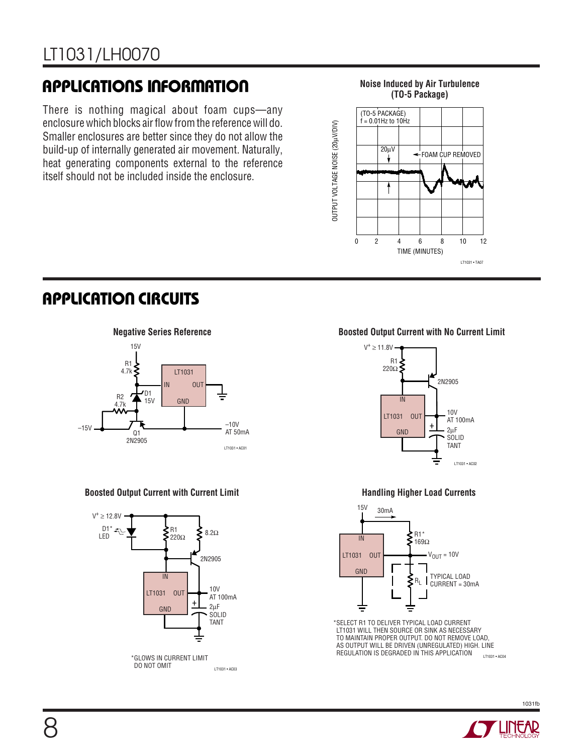## APPLICATIONS INFORMATION

There is nothing magical about foam cups—any enclosure which blocks air flow from the reference will do. Smaller enclosures are better since they do not allow the build-up of internally generated air movement. Naturally, heat generating components external to the reference itself should not be included inside the enclosure.

**Noise Induced by Air Turbulence (TO-5 Package)**

(TO-5 PACKAGE)
f = 0.01Hz to 10Hz

20µV

FOAM CUP REMOVED

OUTPUT VOLTAGE NOISE (20µV/DIV)

TIME (MINUTES)

LT1031 • TA07

## APPLICATION CIRCUITS

**Negative Series Reference**

LT1031 • AC01

**Boosted Output Current with No Current Limit**

LT1031 • AC02

**Boosted Output Current with Current Limit**

*GLOWS IN CURRENT LIMIT
DO NOT OMIT

LT1031 • AC03

**Handling Higher Load Currents**

*SELECT R1 TO DELIVER TYPICAL LOAD CURRENT
LT1031 WILL THEN SOURCE OR SINK AS NECESSARY
TO MAINTAIN PROPER OUTPUT. DO NOT REMOVE LOAD,
AS OUTPUT WILL BE DRIVEN (UNREGULATED) HIGH. LINE
REGULATION IS DEGRADED IN THIS APPLICATION

LT1031 • AC04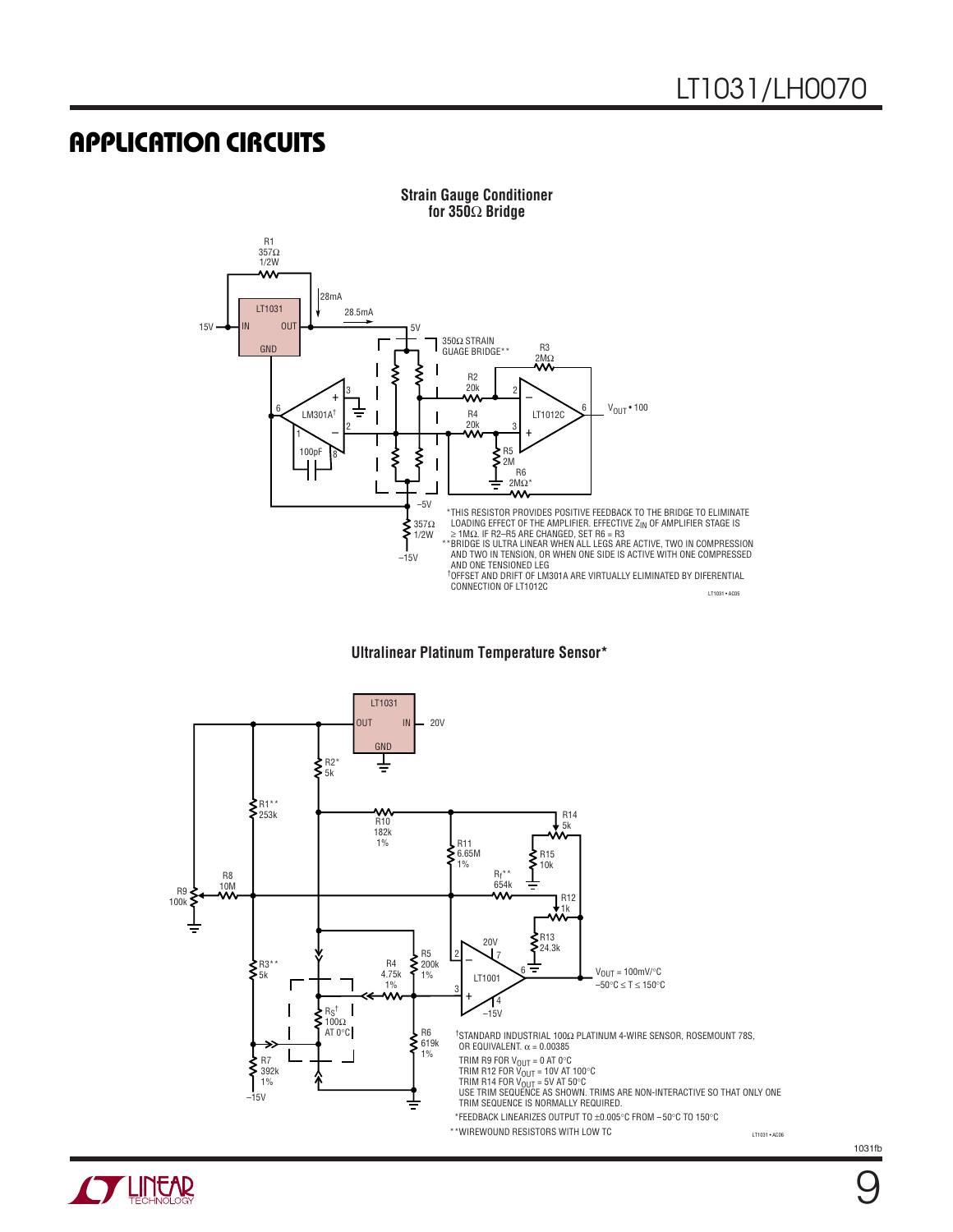## APPLICATION CIRCUITS

**Strain Gauge Conditioner for 350Ω Bridge**

*THIS RESISTOR PROVIDES POSITIVE FEEDBACK TO THE BRIDGE TO ELIMINATE LOADING EFFECT OF THE AMPLIFIER. EFFECTIVE $Z_{IN}$ OF AMPLIFIER STAGE IS ≥ 1MΩ. IF R2–R5 ARE CHANGED, SET R6 = R3

**BRIDGE IS ULTRA LINEAR WHEN ALL LEGS ARE ACTIVE, TWO IN COMPRESSION AND TWO IN TENSION, OR WHEN ONE SIDE IS ACTIVE WITH ONE COMPRESSED AND ONE TENSIONED LEG

†OFFSET AND DRIFT OF LM301A ARE VIRTUALLY ELIMINATED BY DIFERENTIAL CONNECTION OF LT1012C

**Ultralinear Platinum Temperature Sensor***

†STANDARD INDUSTRIAL 100Ω PLATINUM 4-WIRE SENSOR, ROSEMOUNT 78S, OR EQUIVALENT. α = 0.00385

TRIM R9 FOR $V_{OUT}$ = 0 AT 0°C
TRIM R12 FOR $V_{OUT}$ = 10V AT 100°C
TRIM R14 FOR $V_{OUT}$ = 5V AT 50°C
USE TRIM SEQUENCE AS SHOWN. TRIMS ARE NON-INTERACTIVE SO THAT ONLY ONE TRIM SEQUENCE IS NORMALLY REQUIRED.

*FEEDBACK LINEARIZES OUTPUT TO ±0.005°C FROM –50°C TO 150°C

**WIREWOUND RESISTORS WITH LOW TC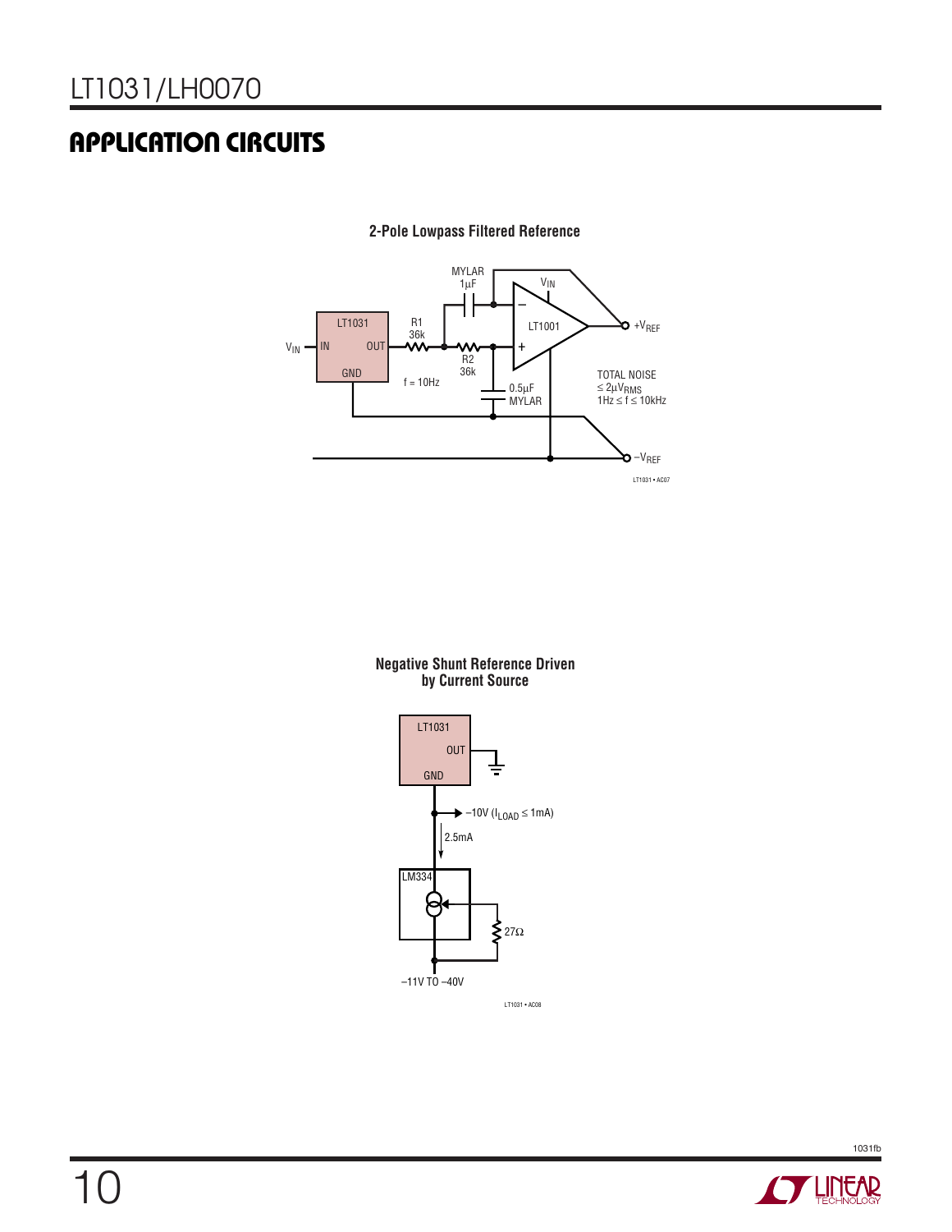## APPLICATION CIRCUITS

**2-Pole Lowpass Filtered Reference**

LT1031 • AC07

**Negative Shunt Reference Driven by Current Source**

LT1031 • AC08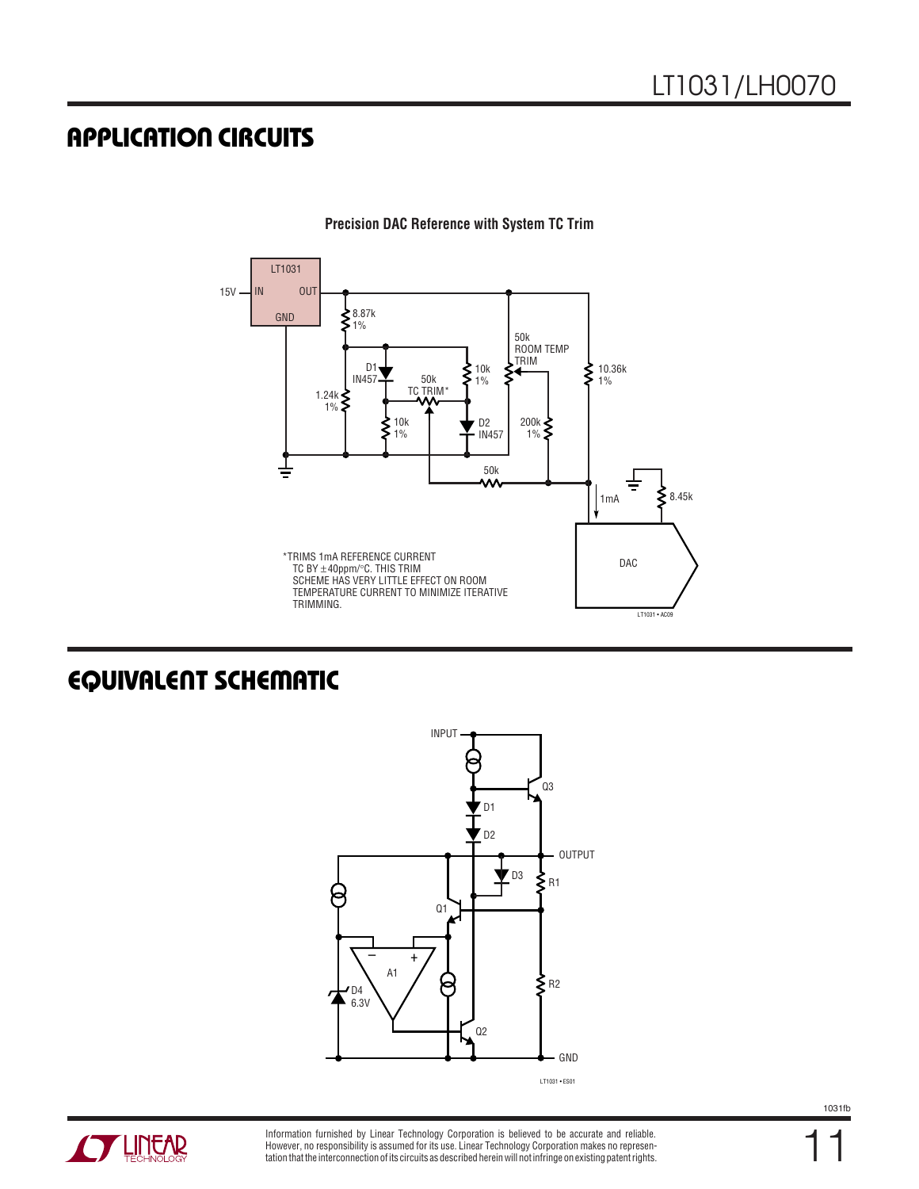## APPLICATION CIRCUITS

**Precision DAC Reference with System TC Trim**

*TRIMS 1mA REFERENCE CURRENT TC BY ±40ppm/°C. THIS TRIM SCHEME HAS VERY LITTLE EFFECT ON ROOM TEMPERATURE CURRENT TO MINIMIZE ITERATIVE TRIMMING.

## EQUIVALENT SCHEMATIC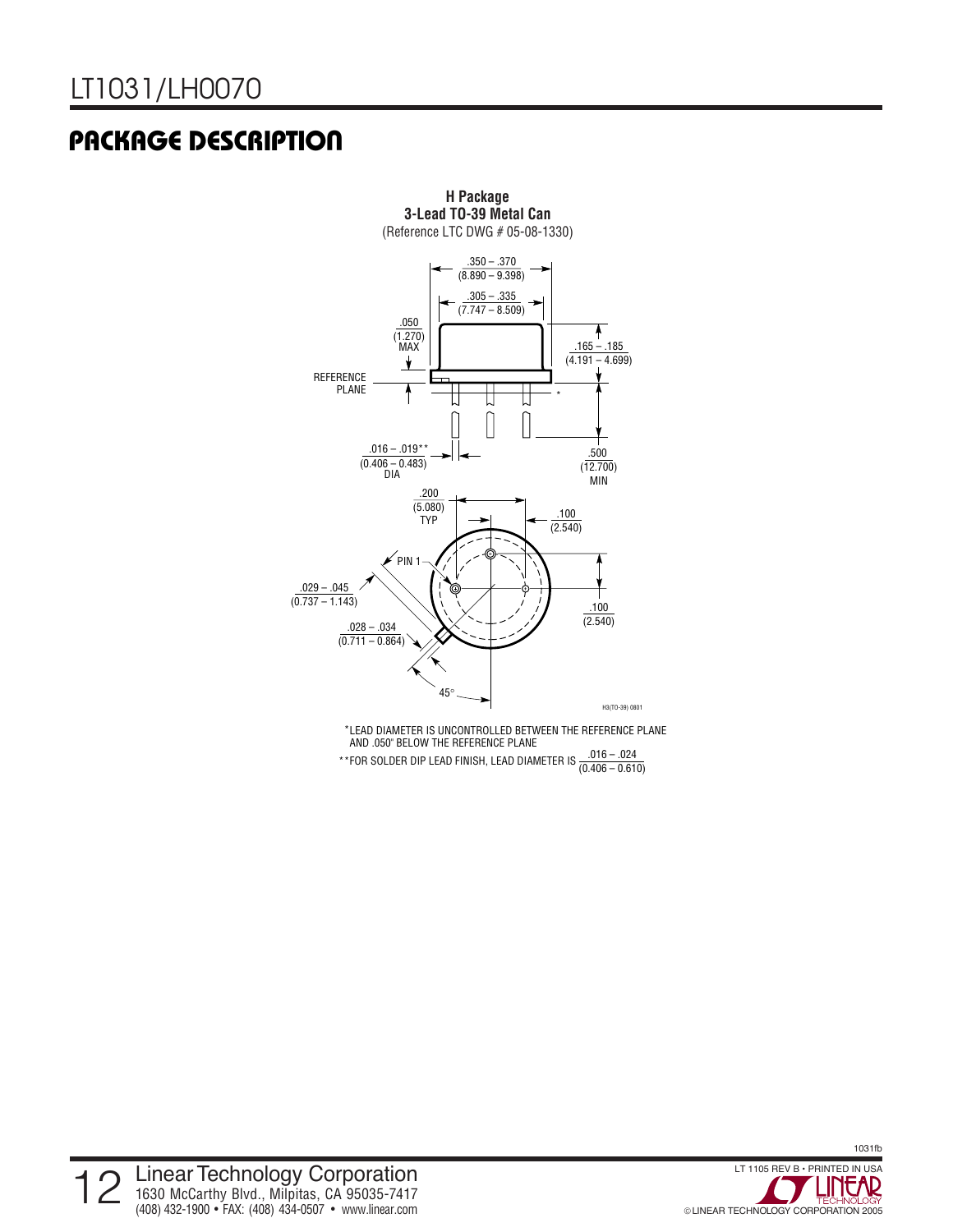## PACKAGE DESCRIPTION

**H Package**
**3-Lead TO-39 Metal Can**
(Reference LTC DWG # 05-08-1330)

.350 – .370
(8.890 – 9.398)

.305 – .335
(7.747 – 8.509)

.050
(1.270)
MAX

.165 – .185
(4.191 – 4.699)

REFERENCE
PLANE

*

.016 – .019**
(0.406 – 0.483)
DIA

.500
(12.700)
MIN

.200
(5.080)
TYP

.100
(2.540)

PIN 1

.029 – .045
(0.737 – 1.143)

.100
(2.540)

.028 – .034
(0.711 – 0.864)

45°

H3(TO-39) 0801

*LEAD DIAMETER IS UNCONTROLLED BETWEEN THE REFERENCE PLANE AND .050" BELOW THE REFERENCE PLANE

**FOR SOLDER DIP LEAD FINISH, LEAD DIAMETER IS .016 – .024 (0.406 – 0.610)

1031fb

Linear Technology Corporation
1630 McCarthy Blvd., Milpitas, CA 95035-7417
(408) 432-1900 • FAX: (408) 434-0507 • www.linear.com

LT 1105 REV B • PRINTED IN USA

© LINEAR TECHNOLOGY CORPORATION 2005